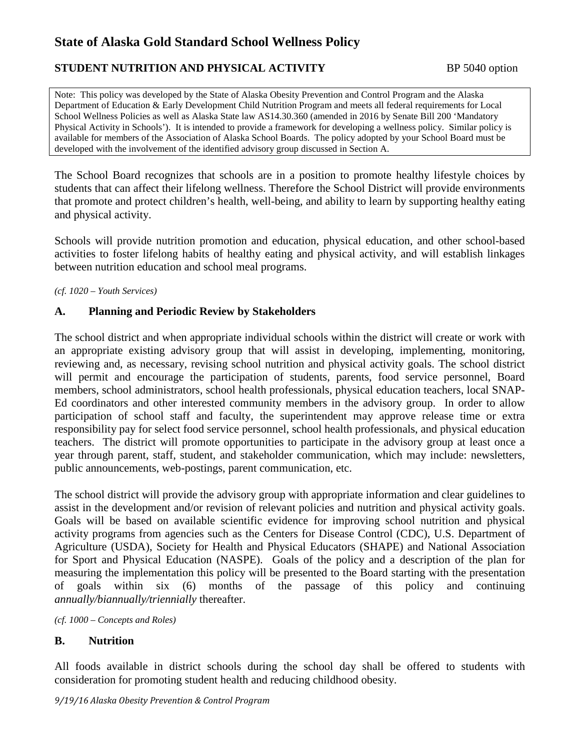# State of Alaska Gold Standard School Wellness Policy

**STUDENT NUTRITION AND PHYSICAL ACTIVITY** BP 5040 option

> Note: This policy was developed by the State of Alaska Obesity Prevention and Control Program and the Alaska Department of Education & Early Development Child Nutrition Program and meets all federal requirements for Local School Wellness Policies as well as Alaska State law AS14.30.360 (amended in 2016 by Senate Bill 200 'Mandatory Physical Activity in Schools'). It is intended to provide a framework for developing a wellness policy. Similar policy is available for members of the Association of Alaska School Boards. The policy adopted by your School Board must be developed with the involvement of the identified advisory group discussed in Section A.

The School Board recognizes that schools are in a position to promote healthy lifestyle choices by students that can affect their lifelong wellness. Therefore the School District will provide environments that promote and protect children's health, well-being, and ability to learn by supporting healthy eating and physical activity.

Schools will provide nutrition promotion and education, physical education, and other school-based activities to foster lifelong habits of healthy eating and physical activity, and will establish linkages between nutrition education and school meal programs.

*(cf. 1020 – Youth Services)*

## A. Planning and Periodic Review by Stakeholders

The school district and when appropriate individual schools within the district will create or work with an appropriate existing advisory group that will assist in developing, implementing, monitoring, reviewing and, as necessary, revising school nutrition and physical activity goals. The school district will permit and encourage the participation of students, parents, food service personnel, Board members, school administrators, school health professionals, physical education teachers, local SNAP-Ed coordinators and other interested community members in the advisory group. In order to allow participation of school staff and faculty, the superintendent may approve release time or extra responsibility pay for select food service personnel, school health professionals, and physical education teachers. The district will promote opportunities to participate in the advisory group at least once a year through parent, staff, student, and stakeholder communication, which may include: newsletters, public announcements, web-postings, parent communication, etc.

The school district will provide the advisory group with appropriate information and clear guidelines to assist in the development and/or revision of relevant policies and nutrition and physical activity goals. Goals will be based on available scientific evidence for improving school nutrition and physical activity programs from agencies such as the Centers for Disease Control (CDC), U.S. Department of Agriculture (USDA), Society for Health and Physical Educators (SHAPE) and National Association for Sport and Physical Education (NASPE). Goals of the policy and a description of the plan for measuring the implementation this policy will be presented to the Board starting with the presentation of goals within six (6) months of the passage of this policy and continuing *annually/biannually/triennially* thereafter.

*(cf. 1000 – Concepts and Roles)*

## B. Nutrition

All foods available in district schools during the school day shall be offered to students with consideration for promoting student health and reducing childhood obesity.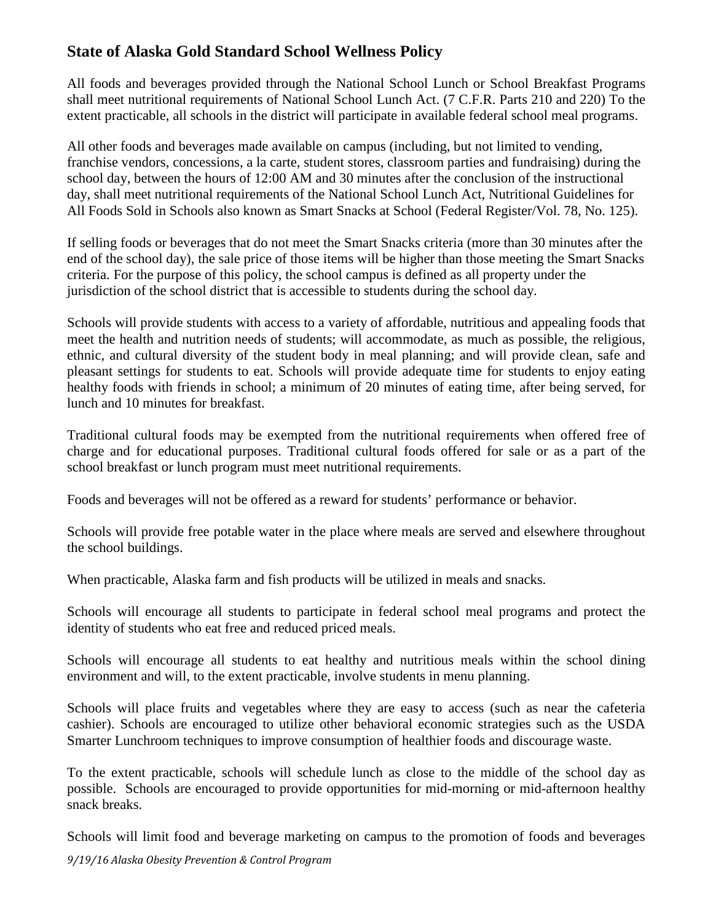## State of Alaska Gold Standard School Wellness Policy

All foods and beverages provided through the National School Lunch or School Breakfast Programs shall meet nutritional requirements of National School Lunch Act. (7 C.F.R. Parts 210 and 220) To the extent practicable, all schools in the district will participate in available federal school meal programs.

All other foods and beverages made available on campus (including, but not limited to vending, franchise vendors, concessions, a la carte, student stores, classroom parties and fundraising) during the school day, between the hours of 12:00 AM and 30 minutes after the conclusion of the instructional day, shall meet nutritional requirements of the National School Lunch Act, Nutritional Guidelines for All Foods Sold in Schools also known as Smart Snacks at School (Federal Register/Vol. 78, No. 125).

If selling foods or beverages that do not meet the Smart Snacks criteria (more than 30 minutes after the end of the school day), the sale price of those items will be higher than those meeting the Smart Snacks criteria. For the purpose of this policy, the school campus is defined as all property under the jurisdiction of the school district that is accessible to students during the school day.

Schools will provide students with access to a variety of affordable, nutritious and appealing foods that meet the health and nutrition needs of students; will accommodate, as much as possible, the religious, ethnic, and cultural diversity of the student body in meal planning; and will provide clean, safe and pleasant settings for students to eat. Schools will provide adequate time for students to enjoy eating healthy foods with friends in school; a minimum of 20 minutes of eating time, after being served, for lunch and 10 minutes for breakfast.

Traditional cultural foods may be exempted from the nutritional requirements when offered free of charge and for educational purposes. Traditional cultural foods offered for sale or as a part of the school breakfast or lunch program must meet nutritional requirements.

Foods and beverages will not be offered as a reward for students' performance or behavior.

Schools will provide free potable water in the place where meals are served and elsewhere throughout the school buildings.

When practicable, Alaska farm and fish products will be utilized in meals and snacks.

Schools will encourage all students to participate in federal school meal programs and protect the identity of students who eat free and reduced priced meals.

Schools will encourage all students to eat healthy and nutritious meals within the school dining environment and will, to the extent practicable, involve students in menu planning.

Schools will place fruits and vegetables where they are easy to access (such as near the cafeteria cashier). Schools are encouraged to utilize other behavioral economic strategies such as the USDA Smarter Lunchroom techniques to improve consumption of healthier foods and discourage waste.

To the extent practicable, schools will schedule lunch as close to the middle of the school day as possible. Schools are encouraged to provide opportunities for mid-morning or mid-afternoon healthy snack breaks.

Schools will limit food and beverage marketing on campus to the promotion of foods and beverages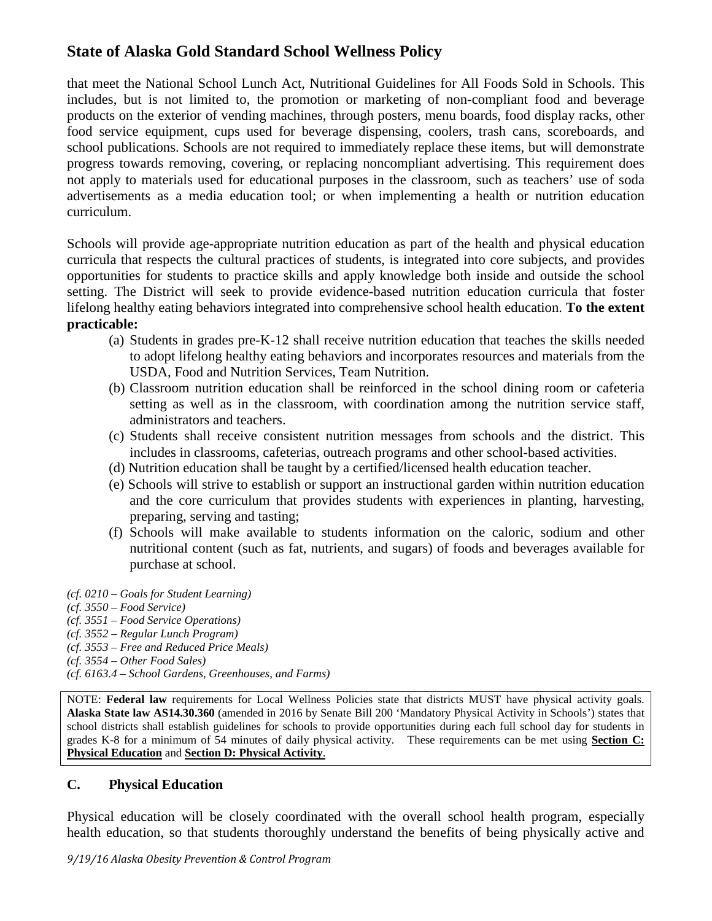that meet the National School Lunch Act, Nutritional Guidelines for All Foods Sold in Schools. This includes, but is not limited to, the promotion or marketing of non-compliant food and beverage products on the exterior of vending machines, through posters, menu boards, food display racks, other food service equipment, cups used for beverage dispensing, coolers, trash cans, scoreboards, and school publications. Schools are not required to immediately replace these items, but will demonstrate progress towards removing, covering, or replacing noncompliant advertising. This requirement does not apply to materials used for educational purposes in the classroom, such as teachers' use of soda advertisements as a media education tool; or when implementing a health or nutrition education curriculum.

Schools will provide age-appropriate nutrition education as part of the health and physical education curricula that respects the cultural practices of students, is integrated into core subjects, and provides opportunities for students to practice skills and apply knowledge both inside and outside the school setting. The District will seek to provide evidence-based nutrition education curricula that foster lifelong healthy eating behaviors integrated into comprehensive school health education. **To the extent practicable:**

(a) Students in grades pre-K-12 shall receive nutrition education that teaches the skills needed to adopt lifelong healthy eating behaviors and incorporates resources and materials from the USDA, Food and Nutrition Services, Team Nutrition.

(b) Classroom nutrition education shall be reinforced in the school dining room or cafeteria setting as well as in the classroom, with coordination among the nutrition service staff, administrators and teachers.

(c) Students shall receive consistent nutrition messages from schools and the district. This includes in classrooms, cafeterias, outreach programs and other school-based activities.

(d) Nutrition education shall be taught by a certified/licensed health education teacher.

(e) Schools will strive to establish or support an instructional garden within nutrition education and the core curriculum that provides students with experiences in planting, harvesting, preparing, serving and tasting;

(f) Schools will make available to students information on the caloric, sodium and other nutritional content (such as fat, nutrients, and sugars) of foods and beverages available for purchase at school.

*(cf. 0210 – Goals for Student Learning)*
*(cf. 3550 – Food Service)*
*(cf. 3551 – Food Service Operations)*
*(cf. 3552 – Regular Lunch Program)*
*(cf. 3553 – Free and Reduced Price Meals)*
*(cf. 3554 – Other Food Sales)*
*(cf. 6163.4 – School Gardens, Greenhouses, and Farms)*

NOTE: **Federal law** requirements for Local Wellness Policies state that districts MUST have physical activity goals. **Alaska State law AS14.30.360** (amended in 2016 by Senate Bill 200 'Mandatory Physical Activity in Schools') states that school districts shall establish guidelines for schools to provide opportunities during each full school day for students in grades K-8 for a minimum of 54 minutes of daily physical activity. These requirements can be met using **Section C: Physical Education** and **Section D: Physical Activity**.

## C. Physical Education

Physical education will be closely coordinated with the overall school health program, especially health education, so that students thoroughly understand the benefits of being physically active and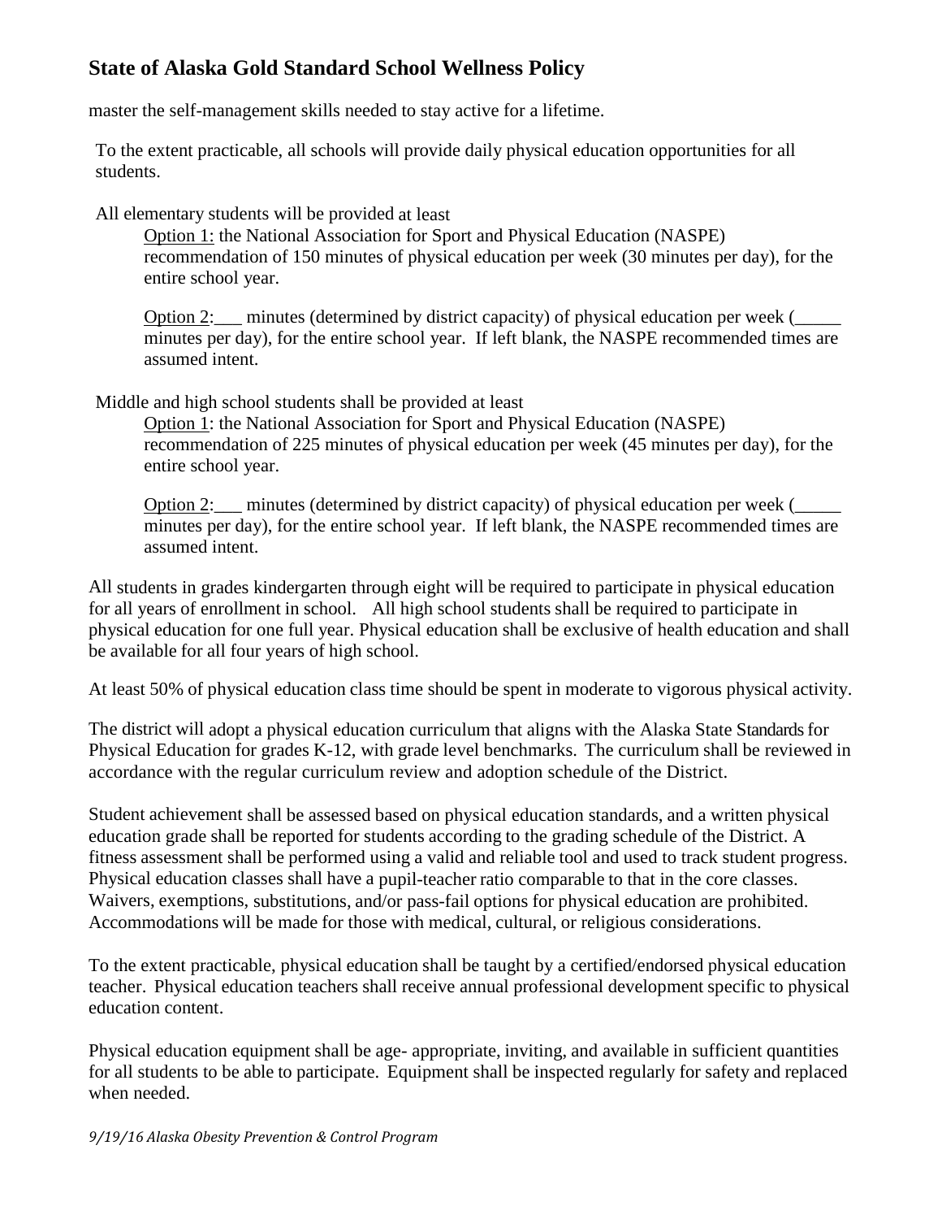master the self-management skills needed to stay active for a lifetime.

To the extent practicable, all schools will provide daily physical education opportunities for all students.

All elementary students will be provided at least

Option 1: the National Association for Sport and Physical Education (NASPE) recommendation of 150 minutes of physical education per week (30 minutes per day), for the entire school year.

Option 2:___ minutes (determined by district capacity) of physical education per week (_____ minutes per day), for the entire school year. If left blank, the NASPE recommended times are assumed intent.

Middle and high school students shall be provided at least

Option 1: the National Association for Sport and Physical Education (NASPE) recommendation of 225 minutes of physical education per week (45 minutes per day), for the entire school year.

Option 2:___ minutes (determined by district capacity) of physical education per week (_____ minutes per day), for the entire school year. If left blank, the NASPE recommended times are assumed intent.

All students in grades kindergarten through eight will be required to participate in physical education for all years of enrollment in school. All high school students shall be required to participate in physical education for one full year. Physical education shall be exclusive of health education and shall be available for all four years of high school.

At least 50% of physical education class time should be spent in moderate to vigorous physical activity.

The district will adopt a physical education curriculum that aligns with the Alaska State Standards for Physical Education for grades K-12, with grade level benchmarks. The curriculum shall be reviewed in accordance with the regular curriculum review and adoption schedule of the District.

Student achievement shall be assessed based on physical education standards, and a written physical education grade shall be reported for students according to the grading schedule of the District. A fitness assessment shall be performed using a valid and reliable tool and used to track student progress. Physical education classes shall have a pupil-teacher ratio comparable to that in the core classes. Waivers, exemptions, substitutions, and/or pass-fail options for physical education are prohibited. Accommodations will be made for those with medical, cultural, or religious considerations.

To the extent practicable, physical education shall be taught by a certified/endorsed physical education teacher. Physical education teachers shall receive annual professional development specific to physical education content.

Physical education equipment shall be age- appropriate, inviting, and available in sufficient quantities for all students to be able to participate. Equipment shall be inspected regularly for safety and replaced when needed.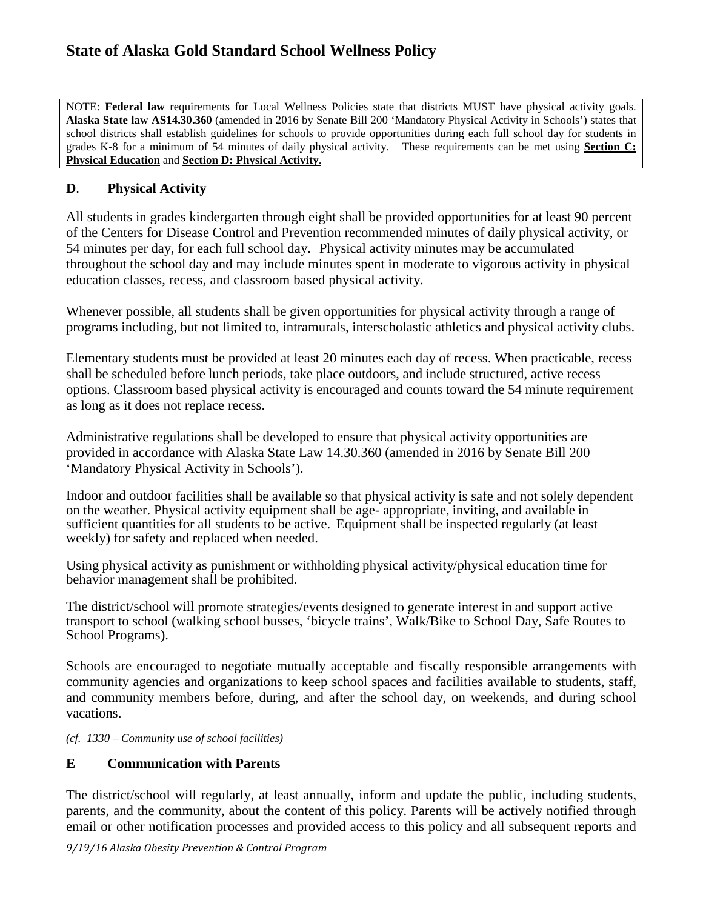# State of Alaska Gold Standard School Wellness Policy

NOTE: **Federal law** requirements for Local Wellness Policies state that districts MUST have physical activity goals. **Alaska State law AS14.30.360** (amended in 2016 by Senate Bill 200 'Mandatory Physical Activity in Schools') states that school districts shall establish guidelines for schools to provide opportunities during each full school day for students in grades K-8 for a minimum of 54 minutes of daily physical activity. These requirements can be met using **Section C: Physical Education** and **Section D: Physical Activity**.

## D. Physical Activity

All students in grades kindergarten through eight shall be provided opportunities for at least 90 percent of the Centers for Disease Control and Prevention recommended minutes of daily physical activity, or 54 minutes per day, for each full school day. Physical activity minutes may be accumulated throughout the school day and may include minutes spent in moderate to vigorous activity in physical education classes, recess, and classroom based physical activity.

Whenever possible, all students shall be given opportunities for physical activity through a range of programs including, but not limited to, intramurals, interscholastic athletics and physical activity clubs.

Elementary students must be provided at least 20 minutes each day of recess. When practicable, recess shall be scheduled before lunch periods, take place outdoors, and include structured, active recess options. Classroom based physical activity is encouraged and counts toward the 54 minute requirement as long as it does not replace recess.

Administrative regulations shall be developed to ensure that physical activity opportunities are provided in accordance with Alaska State Law 14.30.360 (amended in 2016 by Senate Bill 200 'Mandatory Physical Activity in Schools').

Indoor and outdoor facilities shall be available so that physical activity is safe and not solely dependent on the weather. Physical activity equipment shall be age- appropriate, inviting, and available in sufficient quantities for all students to be active. Equipment shall be inspected regularly (at least weekly) for safety and replaced when needed.

Using physical activity as punishment or withholding physical activity/physical education time for behavior management shall be prohibited.

The district/school will promote strategies/events designed to generate interest in and support active transport to school (walking school busses, 'bicycle trains', Walk/Bike to School Day, Safe Routes to School Programs).

Schools are encouraged to negotiate mutually acceptable and fiscally responsible arrangements with community agencies and organizations to keep school spaces and facilities available to students, staff, and community members before, during, and after the school day, on weekends, and during school vacations.

*(cf. 1330 – Community use of school facilities)*

## E Communication with Parents

The district/school will regularly, at least annually, inform and update the public, including students, parents, and the community, about the content of this policy. Parents will be actively notified through email or other notification processes and provided access to this policy and all subsequent reports and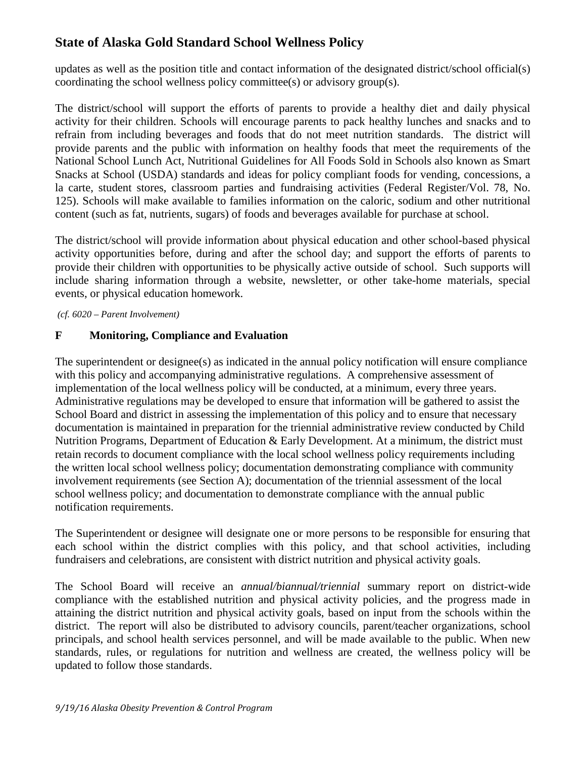updates as well as the position title and contact information of the designated district/school official(s) coordinating the school wellness policy committee(s) or advisory group(s).

The district/school will support the efforts of parents to provide a healthy diet and daily physical activity for their children. Schools will encourage parents to pack healthy lunches and snacks and to refrain from including beverages and foods that do not meet nutrition standards. The district will provide parents and the public with information on healthy foods that meet the requirements of the National School Lunch Act, Nutritional Guidelines for All Foods Sold in Schools also known as Smart Snacks at School (USDA) standards and ideas for policy compliant foods for vending, concessions, a la carte, student stores, classroom parties and fundraising activities (Federal Register/Vol. 78, No. 125). Schools will make available to families information on the caloric, sodium and other nutritional content (such as fat, nutrients, sugars) of foods and beverages available for purchase at school.

The district/school will provide information about physical education and other school-based physical activity opportunities before, during and after the school day; and support the efforts of parents to provide their children with opportunities to be physically active outside of school. Such supports will include sharing information through a website, newsletter, or other take-home materials, special events, or physical education homework.

*(cf. 6020 – Parent Involvement)*

## F Monitoring, Compliance and Evaluation

The superintendent or designee(s) as indicated in the annual policy notification will ensure compliance with this policy and accompanying administrative regulations. A comprehensive assessment of implementation of the local wellness policy will be conducted, at a minimum, every three years. Administrative regulations may be developed to ensure that information will be gathered to assist the School Board and district in assessing the implementation of this policy and to ensure that necessary documentation is maintained in preparation for the triennial administrative review conducted by Child Nutrition Programs, Department of Education & Early Development. At a minimum, the district must retain records to document compliance with the local school wellness policy requirements including the written local school wellness policy; documentation demonstrating compliance with community involvement requirements (see Section A); documentation of the triennial assessment of the local school wellness policy; and documentation to demonstrate compliance with the annual public notification requirements.

The Superintendent or designee will designate one or more persons to be responsible for ensuring that each school within the district complies with this policy, and that school activities, including fundraisers and celebrations, are consistent with district nutrition and physical activity goals.

The School Board will receive an *annual/biannual/triennial* summary report on district-wide compliance with the established nutrition and physical activity policies, and the progress made in attaining the district nutrition and physical activity goals, based on input from the schools within the district. The report will also be distributed to advisory councils, parent/teacher organizations, school principals, and school health services personnel, and will be made available to the public. When new standards, rules, or regulations for nutrition and wellness are created, the wellness policy will be updated to follow those standards.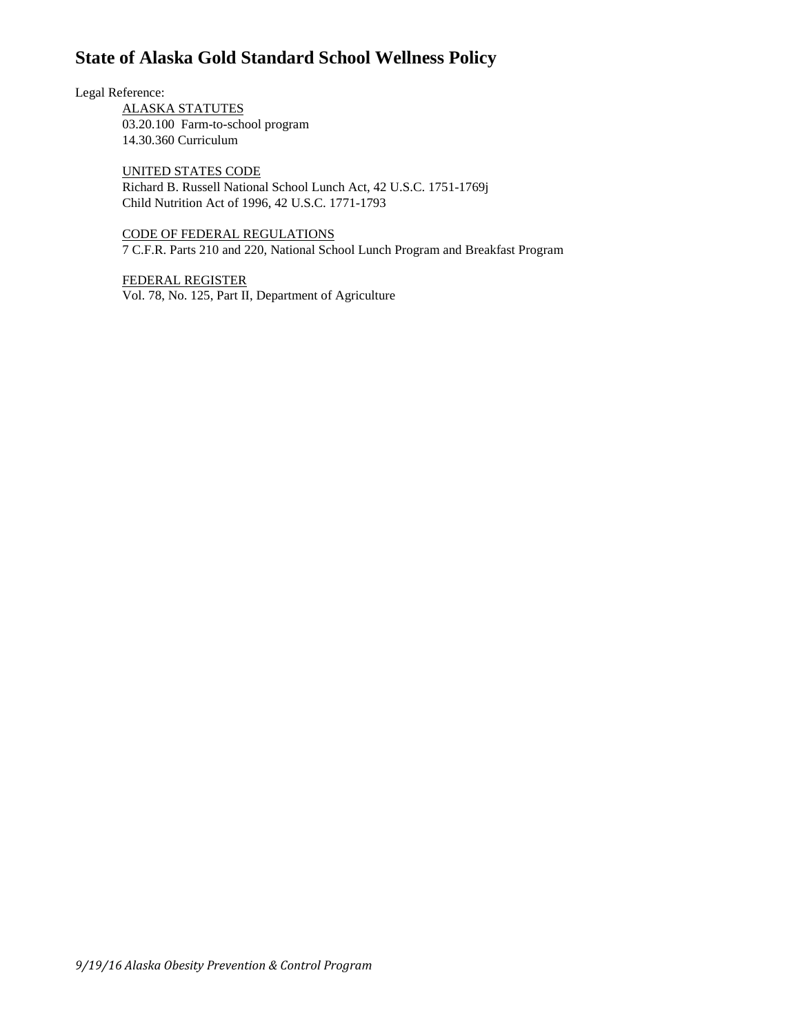# State of Alaska Gold Standard School Wellness Policy

Legal Reference:

ALASKA STATUTES
03.20.100 Farm-to-school program
14.30.360 Curriculum

UNITED STATES CODE
Richard B. Russell National School Lunch Act, 42 U.S.C. 1751-1769j
Child Nutrition Act of 1996, 42 U.S.C. 1771-1793

CODE OF FEDERAL REGULATIONS
7 C.F.R. Parts 210 and 220, National School Lunch Program and Breakfast Program

FEDERAL REGISTER
Vol. 78, No. 125, Part II, Department of Agriculture